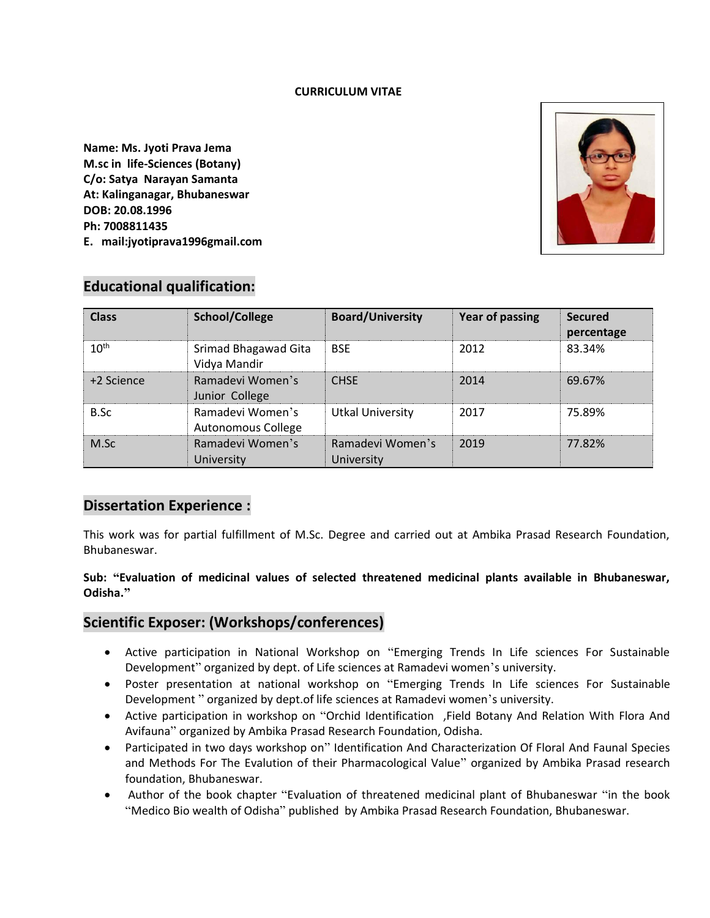**CURRICULUM VITAE**

**Name: Ms. Jyoti Prava Jema**
**M.sc in life-Sciences (Botany)**
**C/o: Satya Narayan Samanta**
**At: Kalinganagar, Bhubaneswar**
**DOB: 20.08.1996**
**Ph: 7008811435**
**E. mail:jyotiprava1996gmail.com**

## Educational qualification:

| Class | School/College | Board/University | Year of passing | Secured percentage |
|---|---|---|---|---|
| 10th | Srimad Bhagawad Gita Vidya Mandir | BSE | 2012 | 83.34% |
| +2 Science | Ramadevi Women's Junior College | CHSE | 2014 | 69.67% |
| B.Sc | Ramadevi Women's Autonomous College | Utkal University | 2017 | 75.89% |
| M.Sc | Ramadevi Women's University | Ramadevi Women's University | 2019 | 77.82% |

## Dissertation Experience :

This work was for partial fulfillment of M.Sc. Degree and carried out at Ambika Prasad Research Foundation, Bhubaneswar.

**Sub: "Evaluation of medicinal values of selected threatened medicinal plants available in Bhubaneswar, Odisha."**

## Scientific Exposer: (Workshops/conferences)

- Active participation in National Workshop on "Emerging Trends In Life sciences For Sustainable Development" organized by dept. of Life sciences at Ramadevi women's university.
- Poster presentation at national workshop on "Emerging Trends In Life sciences For Sustainable Development " organized by dept.of life sciences at Ramadevi women's university.
- Active participation in workshop on "Orchid Identification ,Field Botany And Relation With Flora And Avifauna" organized by Ambika Prasad Research Foundation, Odisha.
- Participated in two days workshop on" Identification And Characterization Of Floral And Faunal Species and Methods For The Evalution of their Pharmacological Value" organized by Ambika Prasad research foundation, Bhubaneswar.
- Author of the book chapter "Evaluation of threatened medicinal plant of Bhubaneswar "in the book "Medico Bio wealth of Odisha" published by Ambika Prasad Research Foundation, Bhubaneswar.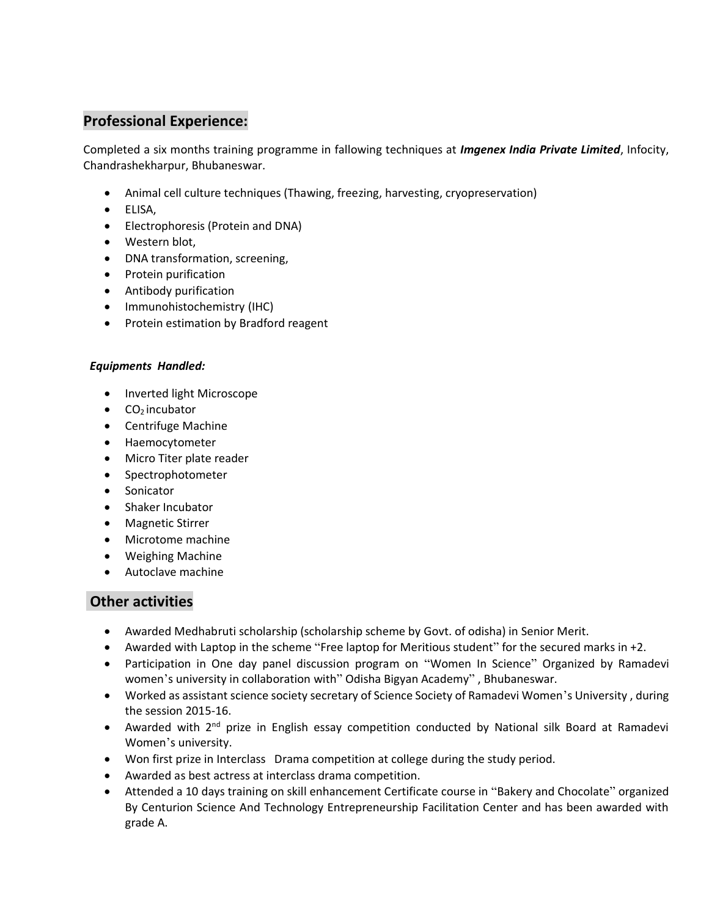## Professional Experience:

Completed a six months training programme in fallowing techniques at ***Imgenex India Private Limited***, Infocity, Chandrashekharpur, Bhubaneswar.

- Animal cell culture techniques (Thawing, freezing, harvesting, cryopreservation)
- ELISA,
- Electrophoresis (Protein and DNA)
- Western blot,
- DNA transformation, screening,
- Protein purification
- Antibody purification
- Immunohistochemistry (IHC)
- Protein estimation by Bradford reagent

***Equipments Handled:***

- Inverted light Microscope
- $CO_2$ incubator
- Centrifuge Machine
- Haemocytometer
- Micro Titer plate reader
- Spectrophotometer
- Sonicator
- Shaker Incubator
- Magnetic Stirrer
- Microtome machine
- Weighing Machine
- Autoclave machine

## Other activities

- Awarded Medhabruti scholarship (scholarship scheme by Govt. of odisha) in Senior Merit.
- Awarded with Laptop in the scheme "Free laptop for Meritious student" for the secured marks in +2.
- Participation in One day panel discussion program on "Women In Science" Organized by Ramadevi women's university in collaboration with" Odisha Bigyan Academy" , Bhubaneswar.
- Worked as assistant science society secretary of Science Society of Ramadevi Women's University , during the session 2015-16.
- Awarded with 2$^{nd}$ prize in English essay competition conducted by National silk Board at Ramadevi Women's university.
- Won first prize in Interclass Drama competition at college during the study period.
- Awarded as best actress at interclass drama competition.
- Attended a 10 days training on skill enhancement Certificate course in "Bakery and Chocolate" organized By Centurion Science And Technology Entrepreneurship Facilitation Center and has been awarded with grade A.